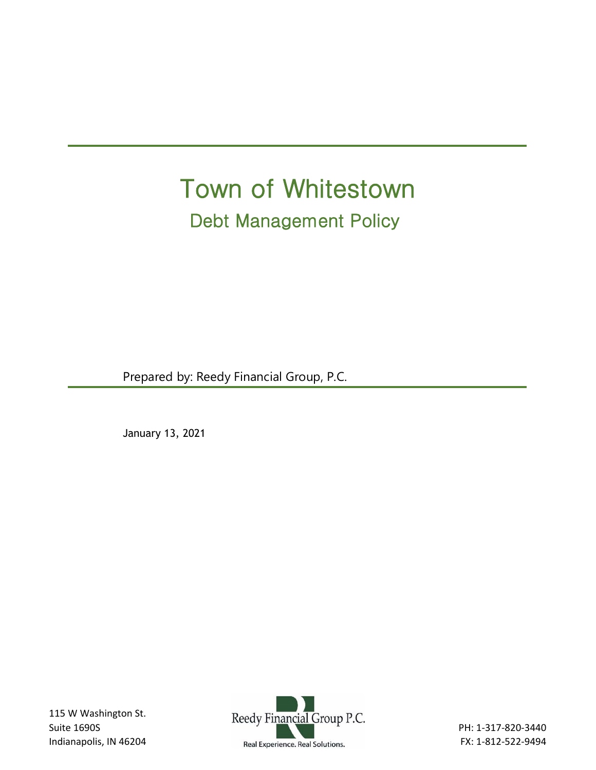# Town of Whitestown

## Debt Management Policy

Prepared by: Reedy Financial Group, P.C.

January 13, 2021

115 W Washington St.
Suite 1690S
Indianapolis, IN 46204

Reedy Financial Group P.C.
Real Experience. Real Solutions.

PH: 1-317-820-3440
FX: 1-812-522-9494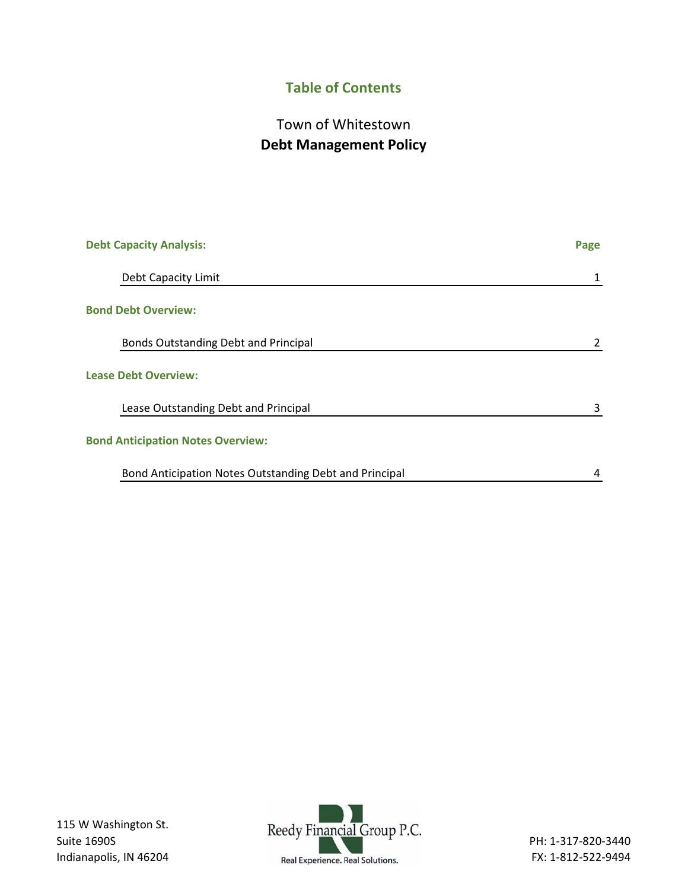## Table of Contents

Town of Whitestown
**Debt Management Policy**

| **Debt Capacity Analysis:** | **Page** |
|---|---|
| Debt Capacity Limit | 1 |
| **Bond Debt Overview:** | |
| Bonds Outstanding Debt and Principal | 2 |
| **Lease Debt Overview:** | |
| Lease Outstanding Debt and Principal | 3 |
| **Bond Anticipation Notes Overview:** | |
| Bond Anticipation Notes Outstanding Debt and Principal | 4 |

115 W Washington St.
Suite 1690S
Indianapolis, IN 46204

Reedy Financial Group P.C.
Real Experience. Real Solutions.

PH: 1-317-820-3440
FX: 1-812-522-9494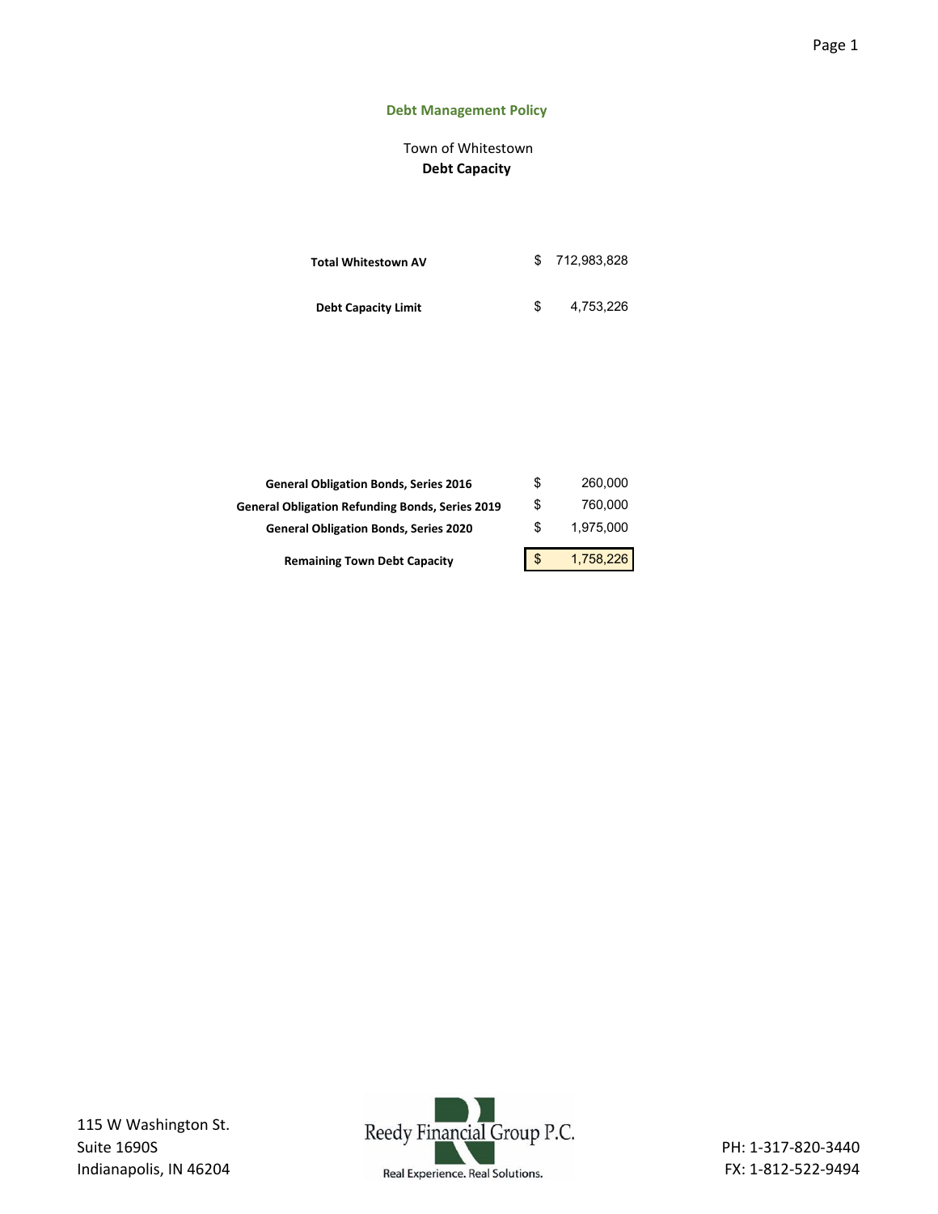## Debt Management Policy

Town of Whitestown

**Debt Capacity**

| | |
|---|---|
| **Total Whitestown AV** | $ 712,983,828 |
| **Debt Capacity Limit** | $ 4,753,226 |

| | |
|---|---|
| **General Obligation Bonds, Series 2016** | $ 260,000 |
| **General Obligation Refunding Bonds, Series 2019** | $ 760,000 |
| **General Obligation Bonds, Series 2020** | $ 1,975,000 |
| **Remaining Town Debt Capacity** | $ 1,758,226 |

115 W Washington St.
Suite 1690S
Indianapolis, IN 46204

Reedy Financial Group P.C.
Real Experience. Real Solutions.

PH: 1-317-820-3440
FX: 1-812-522-9494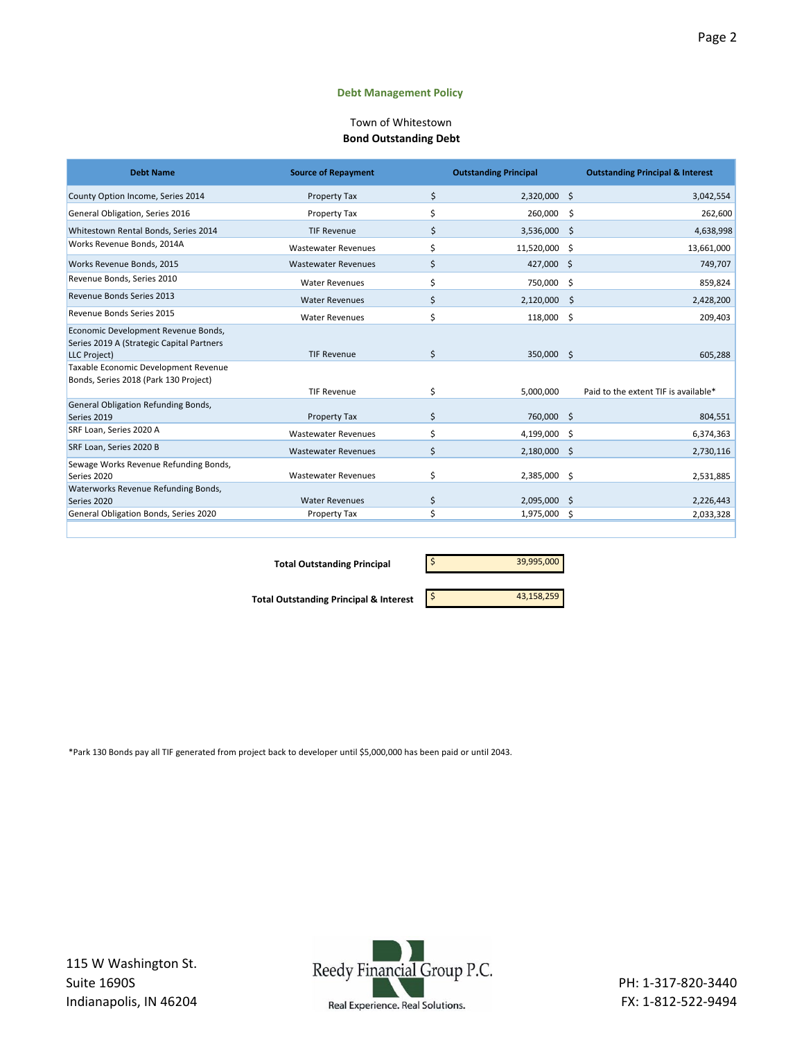## Debt Management Policy

Town of Whitestown

**Bond Outstanding Debt**

| Debt Name | Source of Repayment | Outstanding Principal | Outstanding Principal & Interest |
|---|---|---|---|
| County Option Income, Series 2014 | Property Tax | $ 2,320,000 | $ 3,042,554 |
| General Obligation, Series 2016 | Property Tax | $ 260,000 | $ 262,600 |
| Whitestown Rental Bonds, Series 2014 | TIF Revenue | $ 3,536,000 | $ 4,638,998 |
| Works Revenue Bonds, 2014A | Wastewater Revenues | $ 11,520,000 | $ 13,661,000 |
| Works Revenue Bonds, 2015 | Wastewater Revenues | $ 427,000 | $ 749,707 |
| Revenue Bonds, Series 2010 | Water Revenues | $ 750,000 | $ 859,824 |
| Revenue Bonds Series 2013 | Water Revenues | $ 2,120,000 | $ 2,428,200 |
| Revenue Bonds Series 2015 | Water Revenues | $ 118,000 | $ 209,403 |
| Economic Development Revenue Bonds, Series 2019 A (Strategic Capital Partners LLC Project) | TIF Revenue | $ 350,000 | $ 605,288 |
| Taxable Economic Development Revenue Bonds, Series 2018 (Park 130 Project) | TIF Revenue | $ 5,000,000 | Paid to the extent TIF is available* |
| General Obligation Refunding Bonds, Series 2019 | Property Tax | $ 760,000 | $ 804,551 |
| SRF Loan, Series 2020 A | Wastewater Revenues | $ 4,199,000 | $ 6,374,363 |
| SRF Loan, Series 2020 B | Wastewater Revenues | $ 2,180,000 | $ 2,730,116 |
| Sewage Works Revenue Refunding Bonds, Series 2020 | Wastewater Revenues | $ 2,385,000 | $ 2,531,885 |
| Waterworks Revenue Refunding Bonds, Series 2020 | Water Revenues | $ 2,095,000 | $ 2,226,443 |
| General Obligation Bonds, Series 2020 | Property Tax | $ 1,975,000 | $ 2,033,328 |

| | |
|---|---|
| **Total Outstanding Principal** | $ 39,995,000 |
| **Total Outstanding Principal & Interest** | $ 43,158,259 |

*Park 130 Bonds pay all TIF generated from project back to developer until $5,000,000 has been paid or until 2043.

115 W Washington St.
Suite 1690S
Indianapolis, IN 46204

Reedy Financial Group P.C.
Real Experience. Real Solutions.

PH: 1-317-820-3440
FX: 1-812-522-9494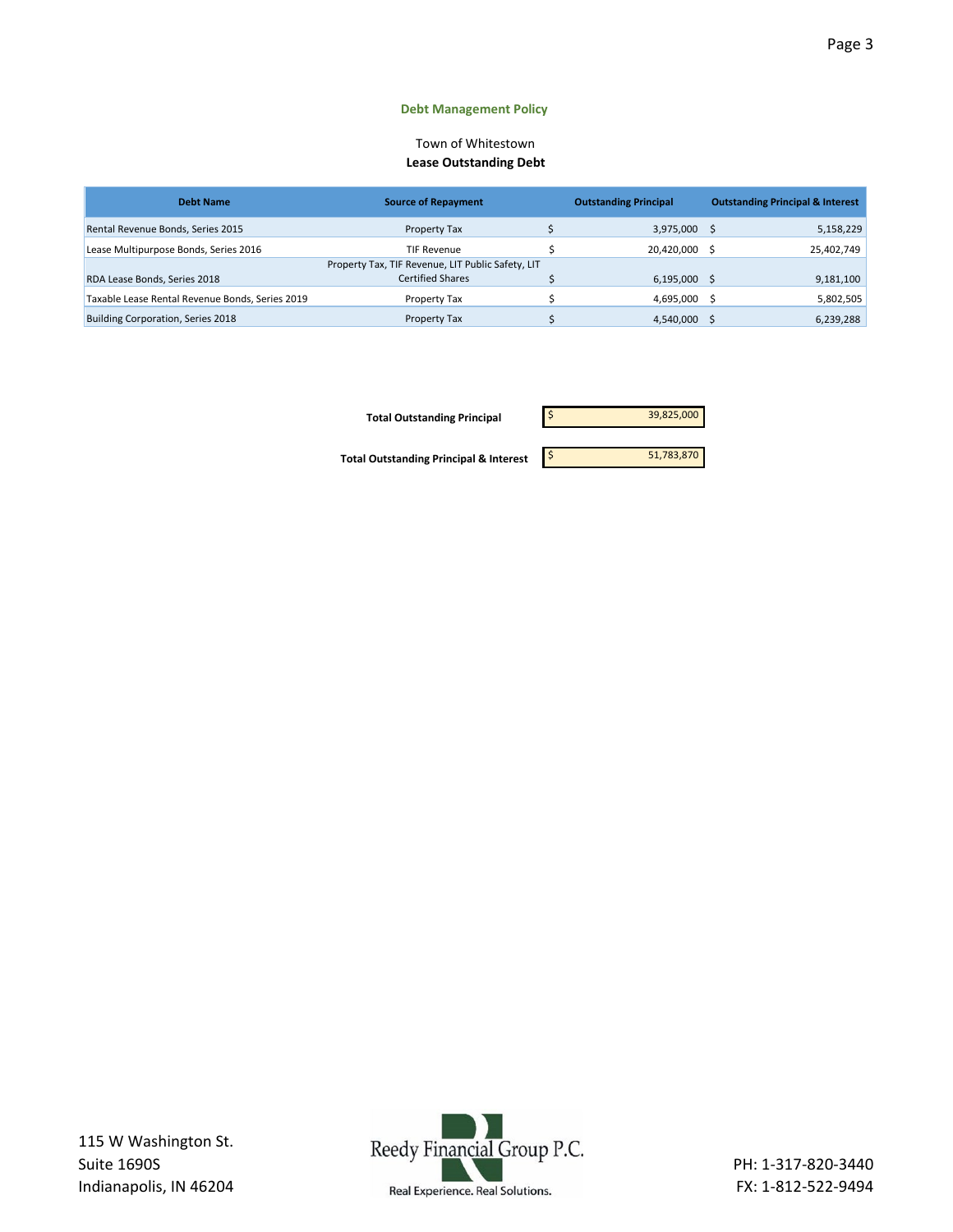## Debt Management Policy

Town of Whitestown

**Lease Outstanding Debt**

| Debt Name | Source of Repayment | Outstanding Principal | Outstanding Principal & Interest |
|---|---|---|---|
| Rental Revenue Bonds, Series 2015 | Property Tax | $ 3,975,000 | $ 5,158,229 |
| Lease Multipurpose Bonds, Series 2016 | TIF Revenue | $ 20,420,000 | $ 25,402,749 |
| RDA Lease Bonds, Series 2018 | Property Tax, TIF Revenue, LIT Public Safety, LIT Certified Shares | $ 6,195,000 | $ 9,181,100 |
| Taxable Lease Rental Revenue Bonds, Series 2019 | Property Tax | $ 4,695,000 | $ 5,802,505 |
| Building Corporation, Series 2018 | Property Tax | $ 4,540,000 | $ 6,239,288 |

**Total Outstanding Principal** $ 39,825,000

**Total Outstanding Principal & Interest** $ 51,783,870

115 W Washington St.
Suite 1690S
Indianapolis, IN 46204

Reedy Financial Group P.C.
Real Experience. Real Solutions.

PH: 1-317-820-3440
FX: 1-812-522-9494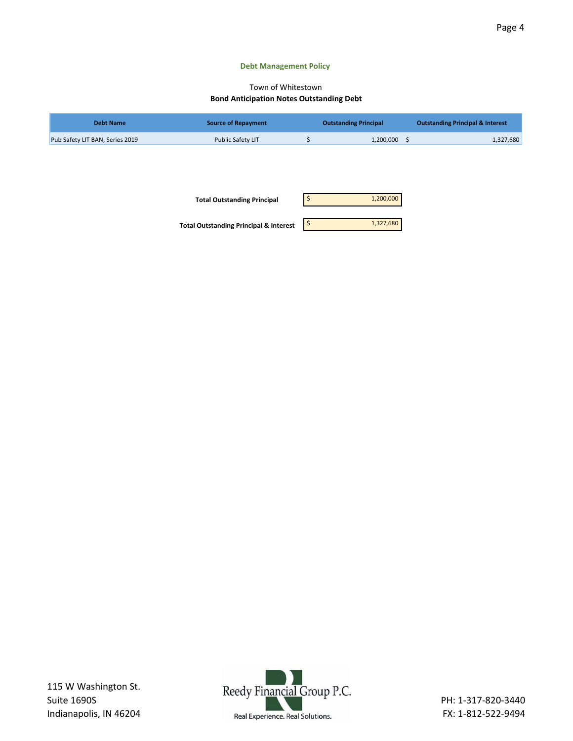## Debt Management Policy

Town of Whitestown

**Bond Anticipation Notes Outstanding Debt**

| Debt Name | Source of Repayment | Outstanding Principal | Outstanding Principal & Interest |
|---|---|---|---|
| Pub Safety LIT BAN, Series 2019 | Public Safety LIT | $ 1,200,000 | $ 1,327,680 |

| | |
|---|---|
| **Total Outstanding Principal** | $ 1,200,000 |
| **Total Outstanding Principal & Interest** | $ 1,327,680 |

115 W Washington St.
Suite 1690S
Indianapolis, IN 46204

Reedy Financial Group P.C.
Real Experience. Real Solutions.

PH: 1-317-820-3440
FX: 1-812-522-9494